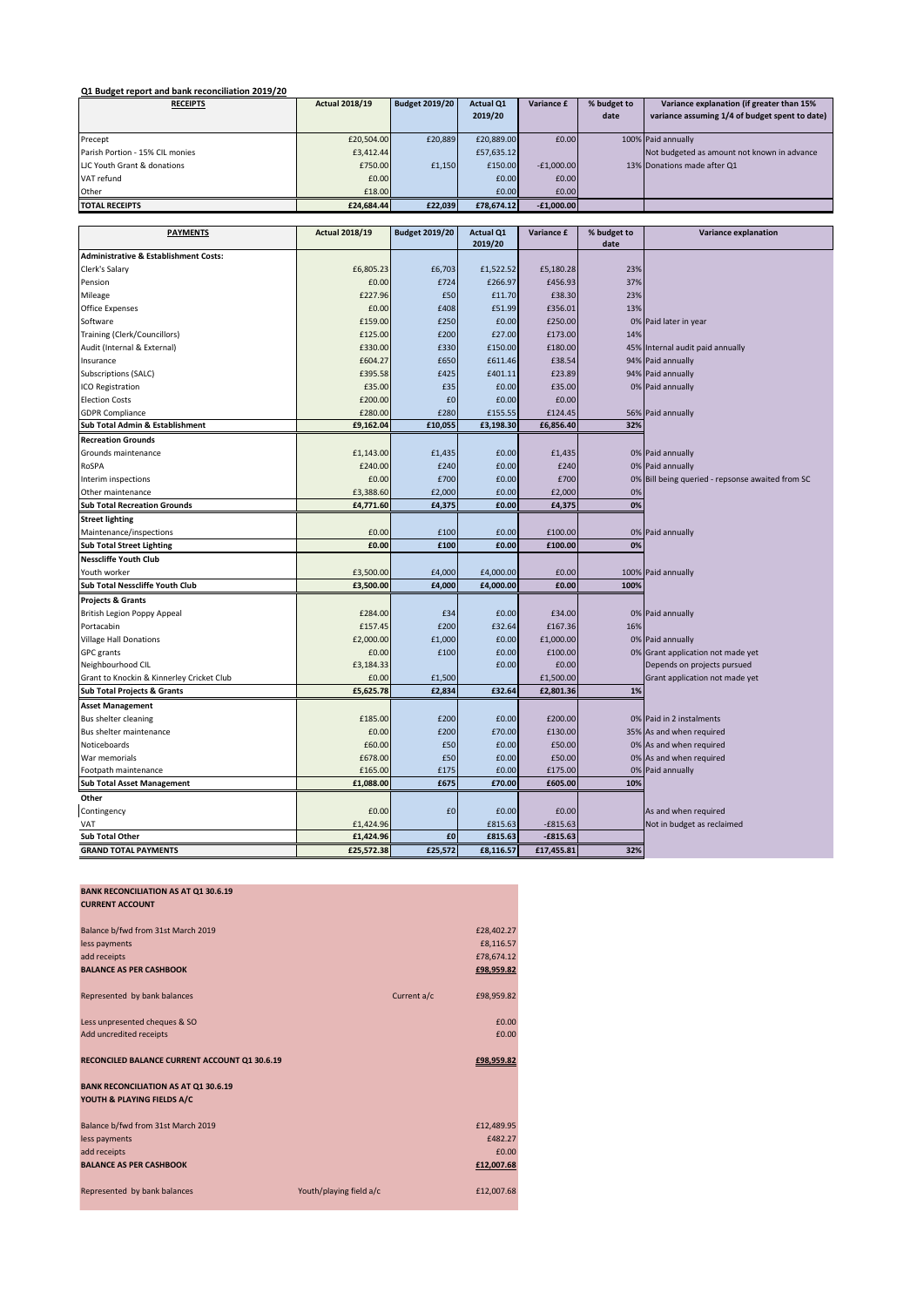**Q1 Budget report and bank reconciliation 2019/20**

| RECEIPTS | Actual 2018/19 | Budget 2019/20 | Actual Q1 2019/20 | Variance £ | % budget to date | Variance explanation (if greater than 15% variance assuming 1/4 of budget spent to date) |
|---|---|---|---|---|---|---|
| Precept | £20,504.00 | £20,889 | £20,889.00 | £0.00 | 100% | Paid annually |
| Parish Portion - 15% CIL monies | £3,412.44 | | £57,635.12 | | | Not budgeted as amount not known in advance |
| LJC Youth Grant & donations | £750.00 | £1,150 | £150.00 | -£1,000.00 | 13% | Donations made after Q1 |
| VAT refund | £0.00 | | £0.00 | £0.00 | | |
| Other | £18.00 | | £0.00 | £0.00 | | |
| **TOTAL RECEIPTS** | **£24,684.44** | **£22,039** | **£78,674.12** | **-£1,000.00** | | |

| PAYMENTS | Actual 2018/19 | Budget 2019/20 | Actual Q1 2019/20 | Variance £ | % budget to date | Variance explanation |
|---|---|---|---|---|---|---|
| **Administrative & Establishment Costs:** | | | | | | |
| Clerk's Salary | £6,805.23 | £6,703 | £1,522.52 | £5,180.28 | 23% | |
| Pension | £0.00 | £724 | £266.97 | £456.93 | 37% | |
| Mileage | £227.96 | £50 | £11.70 | £38.30 | 23% | |
| Office Expenses | £0.00 | £408 | £51.99 | £356.01 | 13% | |
| Software | £159.00 | £250 | £0.00 | £250.00 | 0% | Paid later in year |
| Training (Clerk/Councillors) | £125.00 | £200 | £27.00 | £173.00 | 14% | |
| Audit (Internal & External) | £330.00 | £330 | £150.00 | £180.00 | 45% | Internal audit paid annually |
| Insurance | £604.27 | £650 | £611.46 | £38.54 | 94% | Paid annually |
| Subscriptions (SALC) | £395.58 | £425 | £401.11 | £23.89 | 94% | Paid annually |
| ICO Registration | £35.00 | £35 | £0.00 | £35.00 | 0% | Paid annually |
| Election Costs | £200.00 | £0 | £0.00 | £0.00 | | |
| GDPR Compliance | £280.00 | £280 | £155.55 | £124.45 | 56% | Paid annually |
| **Sub Total Admin & Establishment** | **£9,162.04** | **£10,055** | **£3,198.30** | **£6,856.40** | **32%** | |
| **Recreation Grounds** | | | | | | |
| Grounds maintenance | £1,143.00 | £1,435 | £0.00 | £1,435 | 0% | Paid annually |
| RoSPA | £240.00 | £240 | £0.00 | £240 | 0% | Paid annually |
| Interim inspections | £0.00 | £700 | £0.00 | £700 | 0% | Bill being queried - repsonse awaited from SC |
| Other maintenance | £3,388.60 | £2,000 | £0.00 | £2,000 | 0% | |
| **Sub Total Recreation Grounds** | **£4,771.60** | **£4,375** | **£0.00** | **£4,375** | **0%** | |
| **Street lighting** | | | | | | |
| Maintenance/inspections | £0.00 | £100 | £0.00 | £100.00 | 0% | Paid annually |
| **Sub Total Street Lighting** | **£0.00** | **£100** | **£0.00** | **£100.00** | **0%** | |
| **Nesscliffe Youth Club** | | | | | | |
| Youth worker | £3,500.00 | £4,000 | £4,000.00 | £0.00 | 100% | Paid annually |
| **Sub Total Nesscliffe Youth Club** | **£3,500.00** | **£4,000** | **£4,000.00** | **£0.00** | **100%** | |
| **Projects & Grants** | | | | | | |
| British Legion Poppy Appeal | £284.00 | £34 | £0.00 | £34.00 | 0% | Paid annually |
| Portacabin | £157.45 | £200 | £32.64 | £167.36 | 16% | |
| Village Hall Donations | £2,000.00 | £1,000 | £0.00 | £1,000.00 | 0% | Paid annually |
| GPC grants | £0.00 | £100 | £0.00 | £100.00 | 0% | Grant application not made yet |
| Neighbourhood CIL | £3,184.33 | | £0.00 | £0.00 | | Depends on projects pursued |
| Grant to Knockin & Kinnerley Cricket Club | £0.00 | £1,500 | £0.00 | £1,500.00 | | Grant application not made yet |
| **Sub Total Projects & Grants** | **£5,625.78** | **£2,834** | **£32.64** | **£2,801.36** | **1%** | |
| **Asset Management** | | | | | | |
| Bus shelter cleaning | £185.00 | £200 | £0.00 | £200.00 | 0% | Paid in 2 instalments |
| Bus shelter maintenance | £0.00 | £200 | £70.00 | £130.00 | 35% | As and when required |
| Noticeboards | £60.00 | £50 | £0.00 | £50.00 | 0% | As and when required |
| War memorials | £678.00 | £50 | £0.00 | £50.00 | 0% | As and when required |
| Footpath maintenance | £165.00 | £175 | £0.00 | £175.00 | 0% | Paid annually |
| **Sub Total Asset Management** | **£1,088.00** | **£675** | **£70.00** | **£605.00** | **10%** | |
| **Other** | | | | | | |
| Contingency | £0.00 | £0 | £0.00 | £0.00 | | As and when required |
| VAT | £1,424.96 | | £815.63 | -£815.63 | | Not in budget as reclaimed |
| **Sub Total Other** | **£1,424.96** | **£0** | **£815.63** | **-£815.63** | | |
| **GRAND TOTAL PAYMENTS** | **£25,572.38** | **£25,572** | **£8,116.57** | **£17,455.81** | **32%** | |

**BANK RECONCILIATION AS AT Q1 30.6.19**
**CURRENT ACCOUNT**

| | | |
|---|---|---|
| Balance b/fwd from 31st March 2019 | | £28,402.27 |
| less payments | | £8,116.57 |
| add receipts | | £78,674.12 |
| **BALANCE AS PER CASHBOOK** | | **£98,959.82** |
| Represented by bank balances | Current a/c | £98,959.82 |
| Less unpresented cheques & SO | | £0.00 |
| Add uncredited receipts | | £0.00 |
| **RECONCILED BALANCE CURRENT ACCOUNT Q1 30.6.19** | | **£98,959.82** |

**BANK RECONCILIATION AS AT Q1 30.6.19**
**YOUTH & PLAYING FIELDS A/C**

| | | |
|---|---|---|
| Balance b/fwd from 31st March 2019 | | £12,489.95 |
| less payments | | £482.27 |
| add receipts | | £0.00 |
| **BALANCE AS PER CASHBOOK** | | **£12,007.68** |
| Represented by bank balances | Youth/playing field a/c | £12,007.68 |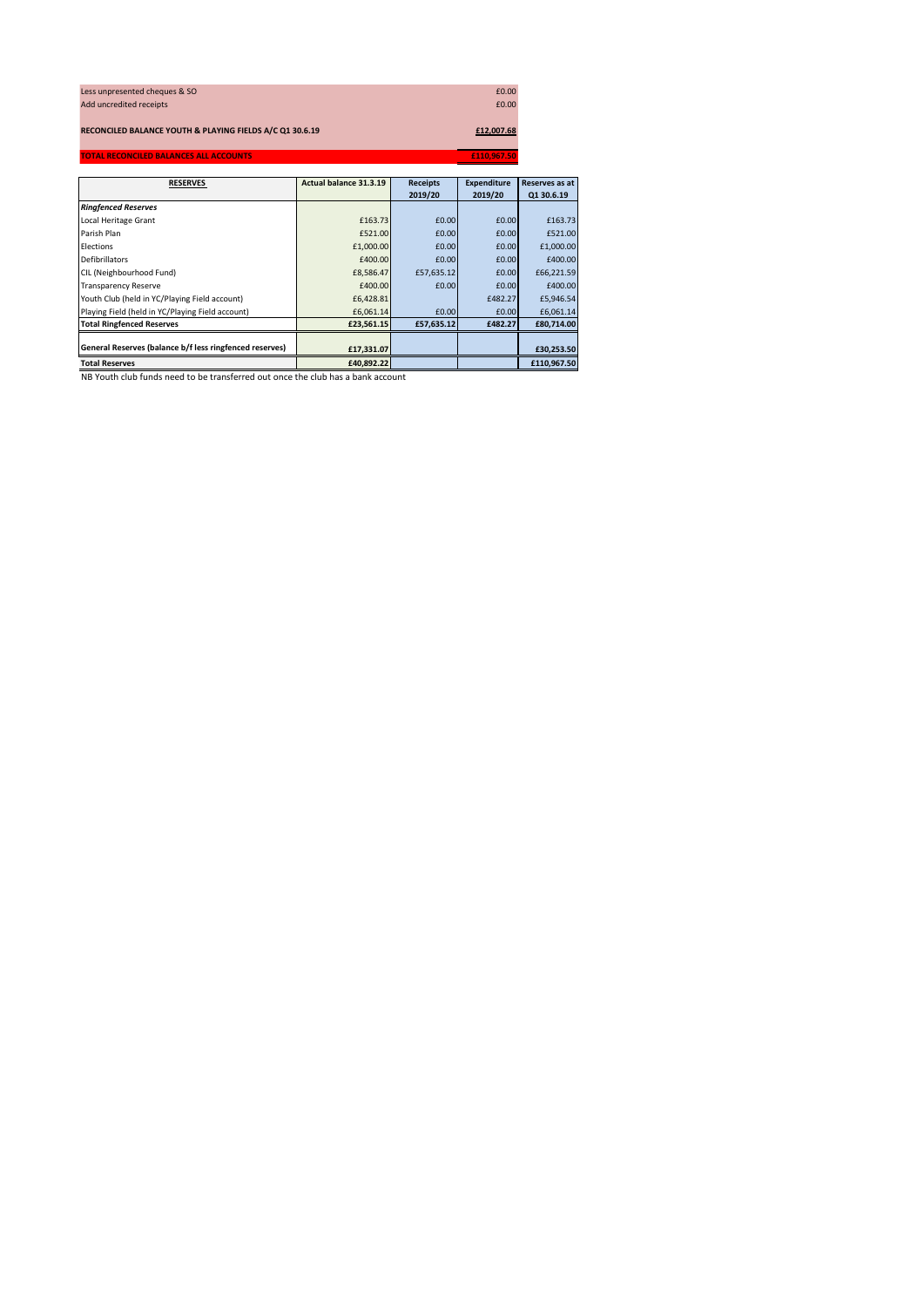| | |
|---|---|
| Less unpresented cheques & SO | £0.00 |
| Add uncredited receipts | £0.00 |
| **RECONCILED BALANCE YOUTH & PLAYING FIELDS A/C Q1 30.6.19** | **£12,007.68** |
| **TOTAL RECONCILED BALANCES ALL ACCOUNTS** | **£110,967.50** |

| RESERVES | Actual balance 31.3.19 | Receipts 2019/20 | Expenditure 2019/20 | Reserves as at Q1 30.6.19 |
|---|---|---|---|---|
| ***Ringfenced Reserves*** | | | | |
| Local Heritage Grant | £163.73 | £0.00 | £0.00 | £163.73 |
| Parish Plan | £521.00 | £0.00 | £0.00 | £521.00 |
| Elections | £1,000.00 | £0.00 | £0.00 | £1,000.00 |
| Defibrillators | £400.00 | £0.00 | £0.00 | £400.00 |
| CIL (Neighbourhood Fund) | £8,586.47 | £57,635.12 | £0.00 | £66,221.59 |
| Transparency Reserve | £400.00 | £0.00 | £0.00 | £400.00 |
| Youth Club (held in YC/Playing Field account) | £6,428.81 | | £482.27 | £5,946.54 |
| Playing Field (held in YC/Playing Field account) | £6,061.14 | £0.00 | £0.00 | £6,061.14 |
| **Total Ringfenced Reserves** | **£23,561.15** | **£57,635.12** | **£482.27** | **£80,714.00** |
| **General Reserves (balance b/f less ringfenced reserves)** | **£17,331.07** | | | **£30,253.50** |
| **Total Reserves** | **£40,892.22** | | | **£110,967.50** |

NB Youth club funds need to be transferred out once the club has a bank account